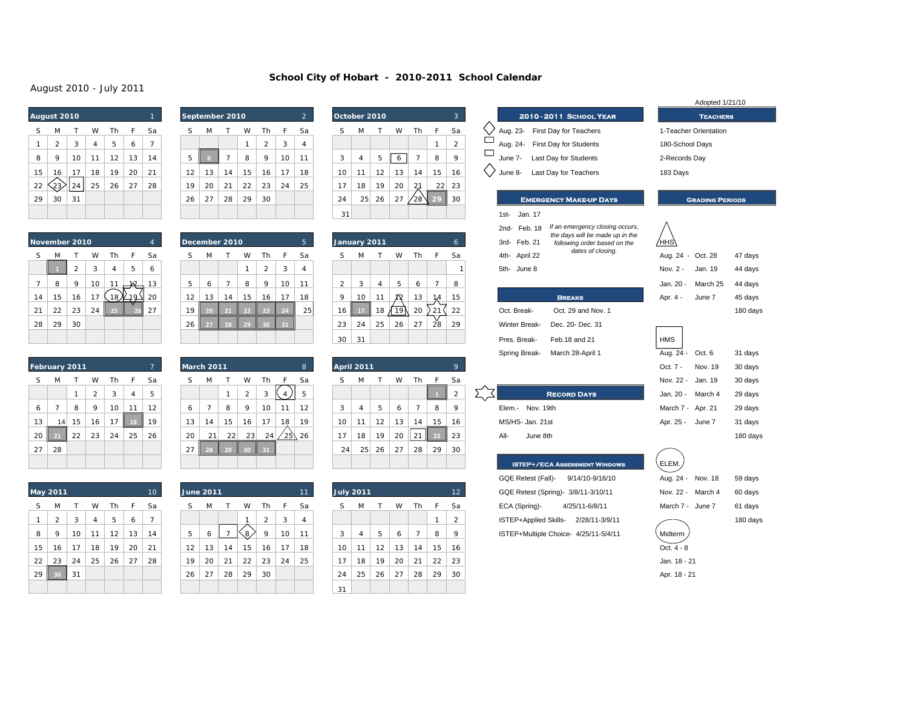# School City of Hobart - 2010-2011 School Calendar

August 2010 - July 2011

Adopted 1/21/10

### August 2010 (1)

| S | M | T | W | Th | F | Sa |
|---|---|---|---|---|---|---|
| 1 | 2 | 3 | 4 | 5 | 6 | 7 |
| 8 | 9 | 10 | 11 | 12 | 13 | 14 |
| 15 | 16 | 17 | 18 | 19 | 20 | 21 |
| 22 | 23 | 24 | 25 | 26 | 27 | 28 |
| 29 | 30 | 31 | | | | |

### September 2010 (2)

| S | M | T | W | Th | F | Sa |
|---|---|---|---|---|---|---|
| | | | 1 | 2 | 3 | 4 |
| 5 | 6 | 7 | 8 | 9 | 10 | 11 |
| 12 | 13 | 14 | 15 | 16 | 17 | 18 |
| 19 | 20 | 21 | 22 | 23 | 24 | 25 |
| 26 | 27 | 28 | 29 | 30 | | |

### October 2010 (3)

| S | M | T | W | Th | F | Sa |
|---|---|---|---|---|---|---|
| | | | | | 1 | 2 |
| 3 | 4 | 5 | 6 | 7 | 8 | 9 |
| 10 | 11 | 12 | 13 | 14 | 15 | 16 |
| 17 | 18 | 19 | 20 | 21 | 22 | 23 |
| 24 | 25 | 26 | 27 | 28 | 29 | 30 |
| 31 | | | | | | |

### November 2010 (4)

| S | M | T | W | Th | F | Sa |
|---|---|---|---|---|---|---|
| | 1 | 2 | 3 | 4 | 5 | 6 |
| 7 | 8 | 9 | 10 | 11 | 12 | 13 |
| 14 | 15 | 16 | 17 | 18 | 19 | 20 |
| 21 | 22 | 23 | 24 | 25 | 26 | 27 |
| 28 | 29 | 30 | | | | |

### December 2010 (5)

| S | M | T | W | Th | F | Sa |
|---|---|---|---|---|---|---|
| | | | 1 | 2 | 3 | 4 |
| 5 | 6 | 7 | 8 | 9 | 10 | 11 |
| 12 | 13 | 14 | 15 | 16 | 17 | 18 |
| 19 | 20 | 21 | 22 | 23 | 24 | 25 |
| 26 | 27 | 28 | 29 | 30 | 31 | |

### January 2011 (6)

| S | M | T | W | Th | F | Sa |
|---|---|---|---|---|---|---|
| | | | | | | 1 |
| 2 | 3 | 4 | 5 | 6 | 7 | 8 |
| 9 | 10 | 11 | 12 | 13 | 14 | 15 |
| 16 | 17 | 18 | 19 | 20 | 21 | 22 |
| 23 | 24 | 25 | 26 | 27 | 28 | 29 |
| 30 | 31 | | | | | |

### February 2011 (7)

| S | M | T | W | Th | F | Sa |
|---|---|---|---|---|---|---|
| | | 1 | 2 | 3 | 4 | 5 |
| 6 | 7 | 8 | 9 | 10 | 11 | 12 |
| 13 | 14 | 15 | 16 | 17 | 18 | 19 |
| 20 | 21 | 22 | 23 | 24 | 25 | 26 |
| 27 | 28 | | | | | |

### March 2011 (8)

| S | M | T | W | Th | F | Sa |
|---|---|---|---|---|---|---|
| | | 1 | 2 | 3 | 4 | 5 |
| 6 | 7 | 8 | 9 | 10 | 11 | 12 |
| 13 | 14 | 15 | 16 | 17 | 18 | 19 |
| 20 | 21 | 22 | 23 | 24 | 25 | 26 |
| 27 | 28 | 29 | 30 | 31 | | |

### April 2011 (9)

| S | M | T | W | Th | F | Sa |
|---|---|---|---|---|---|---|
| | | | | | 1 | 2 |
| 3 | 4 | 5 | 6 | 7 | 8 | 9 |
| 10 | 11 | 12 | 13 | 14 | 15 | 16 |
| 17 | 18 | 19 | 20 | 21 | 22 | 23 |
| 24 | 25 | 26 | 27 | 28 | 29 | 30 |

### May 2011 (10)

| S | M | T | W | Th | F | Sa |
|---|---|---|---|---|---|---|
| 1 | 2 | 3 | 4 | 5 | 6 | 7 |
| 8 | 9 | 10 | 11 | 12 | 13 | 14 |
| 15 | 16 | 17 | 18 | 19 | 20 | 21 |
| 22 | 23 | 24 | 25 | 26 | 27 | 28 |
| 29 | 30 | 31 | | | | |

### June 2011 (11)

| S | M | T | W | Th | F | Sa |
|---|---|---|---|---|---|---|
| | | | 1 | 2 | 3 | 4 |
| 5 | 6 | 7 | 8 | 9 | 10 | 11 |
| 12 | 13 | 14 | 15 | 16 | 17 | 18 |
| 19 | 20 | 21 | 22 | 23 | 24 | 25 |
| 26 | 27 | 28 | 29 | 30 | | |

### July 2011 (12)

| S | M | T | W | Th | F | Sa |
|---|---|---|---|---|---|---|
| | | | | | 1 | 2 |
| 3 | 4 | 5 | 6 | 7 | 8 | 9 |
| 10 | 11 | 12 | 13 | 14 | 15 | 16 |
| 17 | 18 | 19 | 20 | 21 | 22 | 23 |
| 24 | 25 | 26 | 27 | 28 | 29 | 30 |
| 31 | | | | | | |

## 2010-2011 School Year

- Aug. 23- First Day for Teachers
- Aug. 24- First Day for Students
- June 7- Last Day for Students
- June 8- Last Day for Teachers

## Teachers

- 1-Teacher Orientation
- 180-School Days
- 2-Records Day
- 183 Days

## Emergency Make-up Days

- 1st- Jan. 17
- 2nd- Feb. 18
- 3rd- Feb. 21
- 4th- April 22
- 5th- June 8

*If an emergency closing occurs, the days will be made up in the following order based on the dates of closing.*

## Breaks

- Oct. Break- Oct. 29 and Nov. 1
- Winter Break- Dec. 20- Dec. 31
- Pres. Break- Feb.18 and 21
- Spring Break- March 28-April 1

## Record Days

- Elem.- Nov. 19th
- MS/HS- Jan. 21st
- All- June 8th

## ISTEP+/ECA Assessment Windows

- GQE Retest (Fall)- 9/14/10-9/16/10
- GQE Retest (Spring)- 3/8/11-3/10/11
- ECA (Spring)- 4/25/11-6/8/11
- ISTEP+Applied Skills- 2/28/11-3/9/11
- ISTEP+Multiple Choice- 4/25/11-5/4/11

## Grading Periods

**HHS**

| | | |
|---|---|---|
| Aug. 24 - | Oct. 28 | 47 days |
| Nov. 2 - | Jan. 19 | 44 days |
| Jan. 20 - | March 25 | 44 days |
| Apr. 4 - | June 7 | 45 days |
| | | 180 days |

**HMS**

| | | |
|---|---|---|
| Aug. 24 - | Oct. 6 | 31 days |
| Oct. 7 - | Nov. 19 | 30 days |
| Nov. 22 - | Jan. 19 | 30 days |
| Jan. 20 - | March 4 | 29 days |
| March 7 - | Apr. 21 | 29 days |
| Apr. 25 - | June 7 | 31 days |
| | | 180 days |

**ELEM.**

| | | |
|---|---|---|
| Aug. 24 - | Nov. 18 | 59 days |
| Nov. 22 - | March 4 | 60 days |
| March 7 - | June 7 | 61 days |
| | | 180 days |

**Midterm**

- Oct. 4 - 8
- Jan. 18 - 21
- Apr. 18 - 21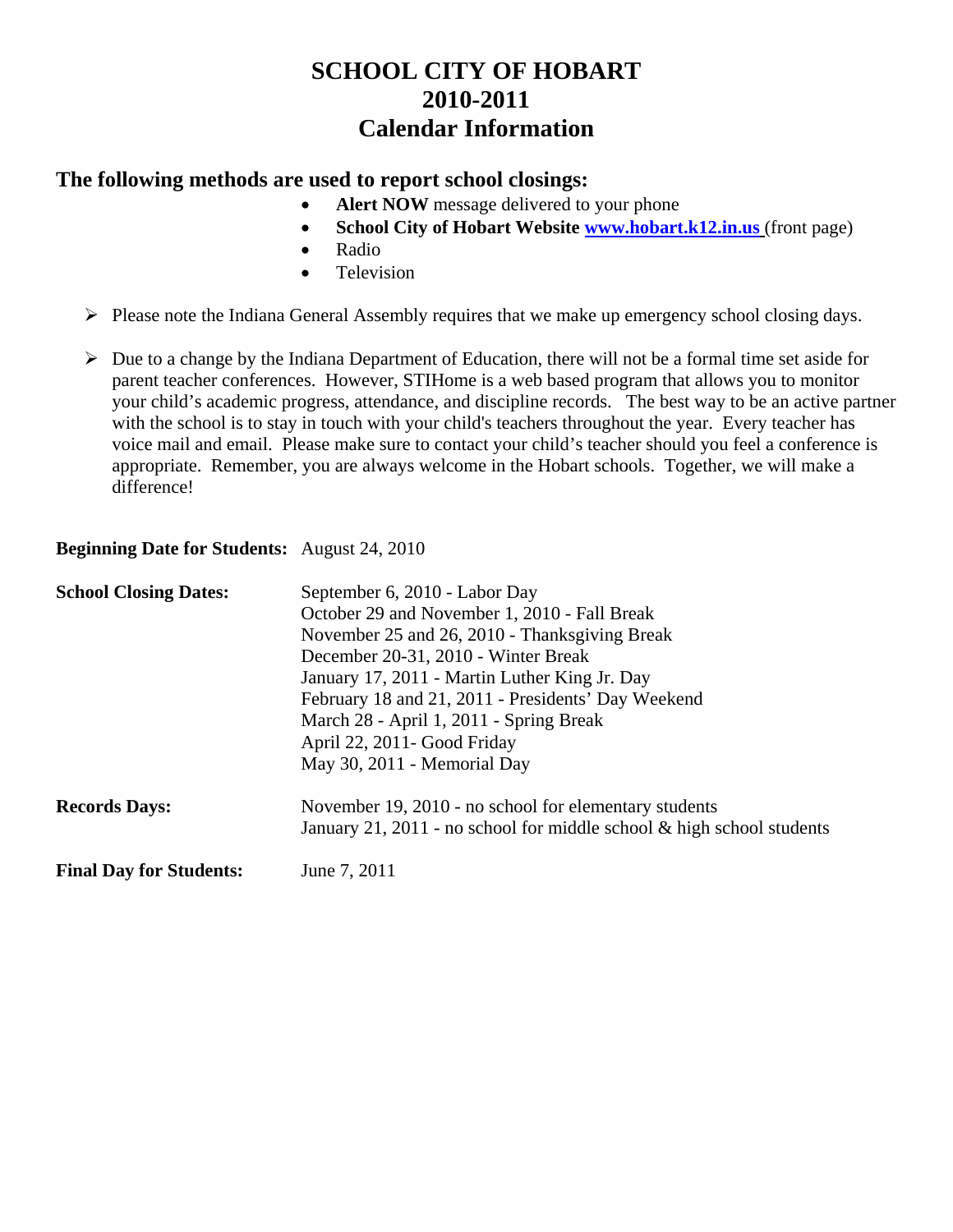# SCHOOL CITY OF HOBART
# 2010-2011
# Calendar Information

## The following methods are used to report school closings:

- **Alert NOW** message delivered to your phone
- **School City of Hobart Website [www.hobart.k12.in.us](http://www.hobart.k12.in.us)** (front page)
- Radio
- Television

- Please note the Indiana General Assembly requires that we make up emergency school closing days.

- Due to a change by the Indiana Department of Education, there will not be a formal time set aside for parent teacher conferences. However, STIHome is a web based program that allows you to monitor your child's academic progress, attendance, and discipline records. The best way to be an active partner with the school is to stay in touch with your child's teachers throughout the year. Every teacher has voice mail and email. Please make sure to contact your child's teacher should you feel a conference is appropriate. Remember, you are always welcome in the Hobart schools. Together, we will make a difference!

**Beginning Date for Students:** August 24, 2010

**School Closing Dates:**
September 6, 2010 - Labor Day
October 29 and November 1, 2010 - Fall Break
November 25 and 26, 2010 - Thanksgiving Break
December 20-31, 2010 - Winter Break
January 17, 2011 - Martin Luther King Jr. Day
February 18 and 21, 2011 - Presidents' Day Weekend
March 28 - April 1, 2011 - Spring Break
April 22, 2011- Good Friday
May 30, 2011 - Memorial Day

**Records Days:**
November 19, 2010 - no school for elementary students
January 21, 2011 - no school for middle school & high school students

**Final Day for Students:** June 7, 2011